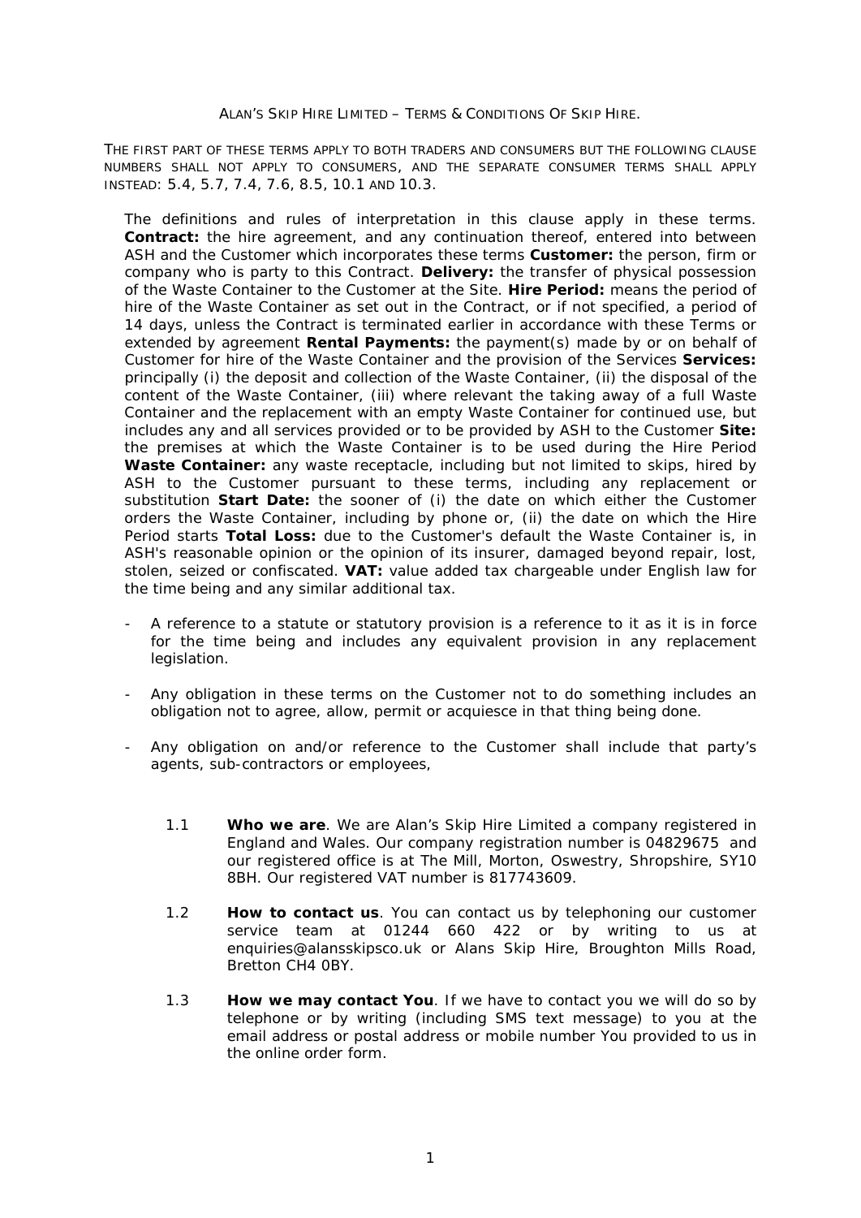ALAN'S SKIP HIRE LIMITED – TERMS & CONDITIONS OF SKIP HIRE.

THE FIRST PART OF THESE TERMS APPLY TO BOTH TRADERS AND CONSUMERS BUT THE FOLLOWING CLAUSE NUMBERS SHALL NOT APPLY TO CONSUMERS, AND THE SEPARATE CONSUMER TERMS SHALL APPLY INSTEAD: 5.4, 5.7, 7.4, 7.6, 8.5, 10.1 AND 10.3.

The definitions and rules of interpretation in this clause apply in these terms. **Contract:** the hire agreement, and any continuation thereof, entered into between ASH and the Customer which incorporates these terms **Customer:** the person, firm or company who is party to this Contract. **Delivery:** the transfer of physical possession of the Waste Container to the Customer at the Site. **Hire Period:** means the period of hire of the Waste Container as set out in the Contract, or if not specified, a period of 14 days, unless the Contract is terminated earlier in accordance with these Terms or extended by agreement **Rental Payments:** the payment(s) made by or on behalf of Customer for hire of the Waste Container and the provision of the Services **Services:** principally (i) the deposit and collection of the Waste Container, (ii) the disposal of the content of the Waste Container, (iii) where relevant the taking away of a full Waste Container and the replacement with an empty Waste Container for continued use, but includes any and all services provided or to be provided by ASH to the Customer **Site:** the premises at which the Waste Container is to be used during the Hire Period **Waste Container:** any waste receptacle, including but not limited to skips, hired by ASH to the Customer pursuant to these terms, including any replacement or substitution **Start Date:** the sooner of (i) the date on which either the Customer orders the Waste Container, including by phone or, (ii) the date on which the Hire Period starts **Total Loss:** due to the Customer's default the Waste Container is, in ASH's reasonable opinion or the opinion of its insurer, damaged beyond repair, lost, stolen, seized or confiscated. **VAT:** value added tax chargeable under English law for the time being and any similar additional tax.

- A reference to a statute or statutory provision is a reference to it as it is in force for the time being and includes any equivalent provision in any replacement legislation.
- Any obligation in these terms on the Customer not to do something includes an obligation not to agree, allow, permit or acquiesce in that thing being done.
- Any obligation on and/or reference to the Customer shall include that party's agents, sub-contractors or employees,

1.1 **Who we are**. We are Alan's Skip Hire Limited a company registered in England and Wales. Our company registration number is 04829675 and our registered office is at The Mill, Morton, Oswestry, Shropshire, SY10 8BH. Our registered VAT number is 817743609.

1.2 **How to contact us**. You can contact us by telephoning our customer service team at 01244 660 422 or by writing to us at enquiries@alansskipsco.uk or Alans Skip Hire, Broughton Mills Road, Bretton CH4 0BY.

1.3 **How we may contact You**. If we have to contact you we will do so by telephone or by writing (including SMS text message) to you at the email address or postal address or mobile number You provided to us in the online order form.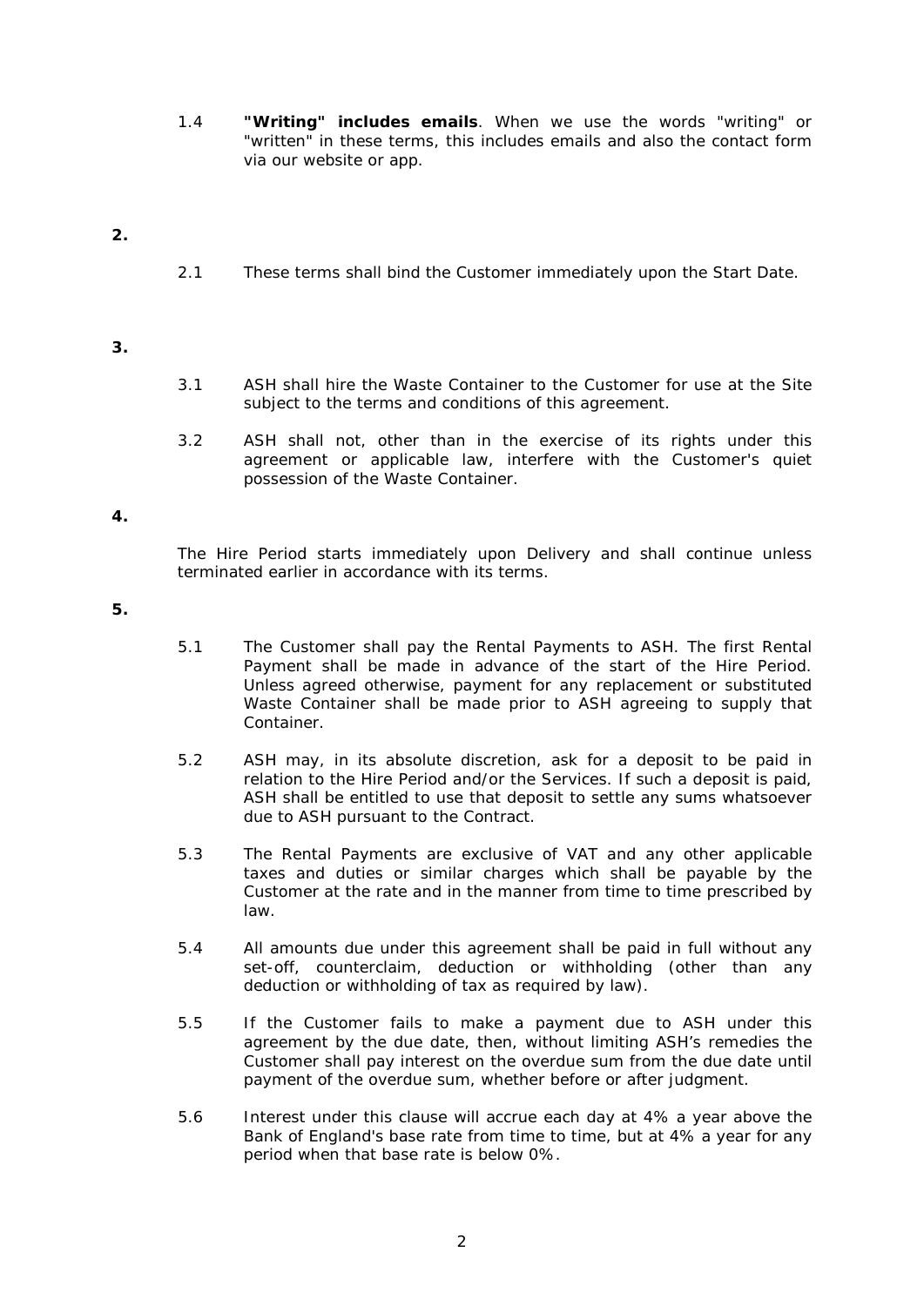1.4 **"Writing" includes emails**. When we use the words "writing" or "written" in these terms, this includes emails and also the contact form via our website or app.

**2.**

2.1 These terms shall bind the Customer immediately upon the Start Date.

**3.**

3.1 ASH shall hire the Waste Container to the Customer for use at the Site subject to the terms and conditions of this agreement.

3.2 ASH shall not, other than in the exercise of its rights under this agreement or applicable law, interfere with the Customer's quiet possession of the Waste Container.

**4.**

The Hire Period starts immediately upon Delivery and shall continue unless terminated earlier in accordance with its terms.

**5.**

5.1 The Customer shall pay the Rental Payments to ASH. The first Rental Payment shall be made in advance of the start of the Hire Period. Unless agreed otherwise, payment for any replacement or substituted Waste Container shall be made prior to ASH agreeing to supply that Container.

5.2 ASH may, in its absolute discretion, ask for a deposit to be paid in relation to the Hire Period and/or the Services. If such a deposit is paid, ASH shall be entitled to use that deposit to settle any sums whatsoever due to ASH pursuant to the Contract.

5.3 The Rental Payments are exclusive of VAT and any other applicable taxes and duties or similar charges which shall be payable by the Customer at the rate and in the manner from time to time prescribed by law.

5.4 All amounts due under this agreement shall be paid in full without any set-off, counterclaim, deduction or withholding (other than any deduction or withholding of tax as required by law).

5.5 If the Customer fails to make a payment due to ASH under this agreement by the due date, then, without limiting ASH's remedies the Customer shall pay interest on the overdue sum from the due date until payment of the overdue sum, whether before or after judgment.

5.6 Interest under this clause will accrue each day at 4% a year above the Bank of England's base rate from time to time, but at 4% a year for any period when that base rate is below 0%.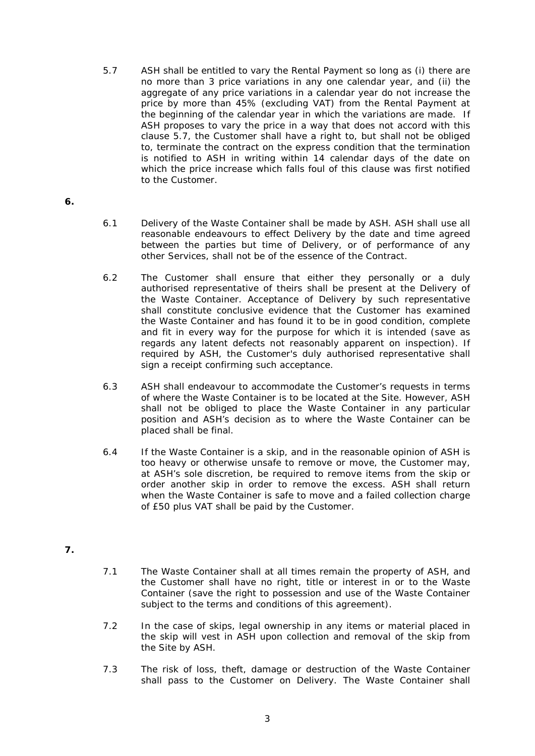5.7 ASH shall be entitled to vary the Rental Payment so long as (i) there are no more than 3 price variations in any one calendar year, and (ii) the aggregate of any price variations in a calendar year do not increase the price by more than 45% (excluding VAT) from the Rental Payment at the beginning of the calendar year in which the variations are made. If ASH proposes to vary the price in a way that does not accord with this clause 5.7, the Customer shall have a right to, but shall not be obliged to, terminate the contract on the express condition that the termination is notified to ASH in writing within 14 calendar days of the date on which the price increase which falls foul of this clause was first notified to the Customer.

**6.**

6.1 Delivery of the Waste Container shall be made by ASH. ASH shall use all reasonable endeavours to effect Delivery by the date and time agreed between the parties but time of Delivery, or of performance of any other Services, shall not be of the essence of the Contract.

6.2 The Customer shall ensure that either they personally or a duly authorised representative of theirs shall be present at the Delivery of the Waste Container. Acceptance of Delivery by such representative shall constitute conclusive evidence that the Customer has examined the Waste Container and has found it to be in good condition, complete and fit in every way for the purpose for which it is intended (save as regards any latent defects not reasonably apparent on inspection). If required by ASH, the Customer's duly authorised representative shall sign a receipt confirming such acceptance.

6.3 ASH shall endeavour to accommodate the Customer's requests in terms of where the Waste Container is to be located at the Site. However, ASH shall not be obliged to place the Waste Container in any particular position and ASH's decision as to where the Waste Container can be placed shall be final.

6.4 If the Waste Container is a skip, and in the reasonable opinion of ASH is too heavy or otherwise unsafe to remove or move, the Customer may, at ASH's sole discretion, be required to remove items from the skip or order another skip in order to remove the excess. ASH shall return when the Waste Container is safe to move and a failed collection charge of £50 plus VAT shall be paid by the Customer.

**7.**

7.1 The Waste Container shall at all times remain the property of ASH, and the Customer shall have no right, title or interest in or to the Waste Container (save the right to possession and use of the Waste Container subject to the terms and conditions of this agreement).

7.2 In the case of skips, legal ownership in any items or material placed in the skip will vest in ASH upon collection and removal of the skip from the Site by ASH.

7.3 The risk of loss, theft, damage or destruction of the Waste Container shall pass to the Customer on Delivery. The Waste Container shall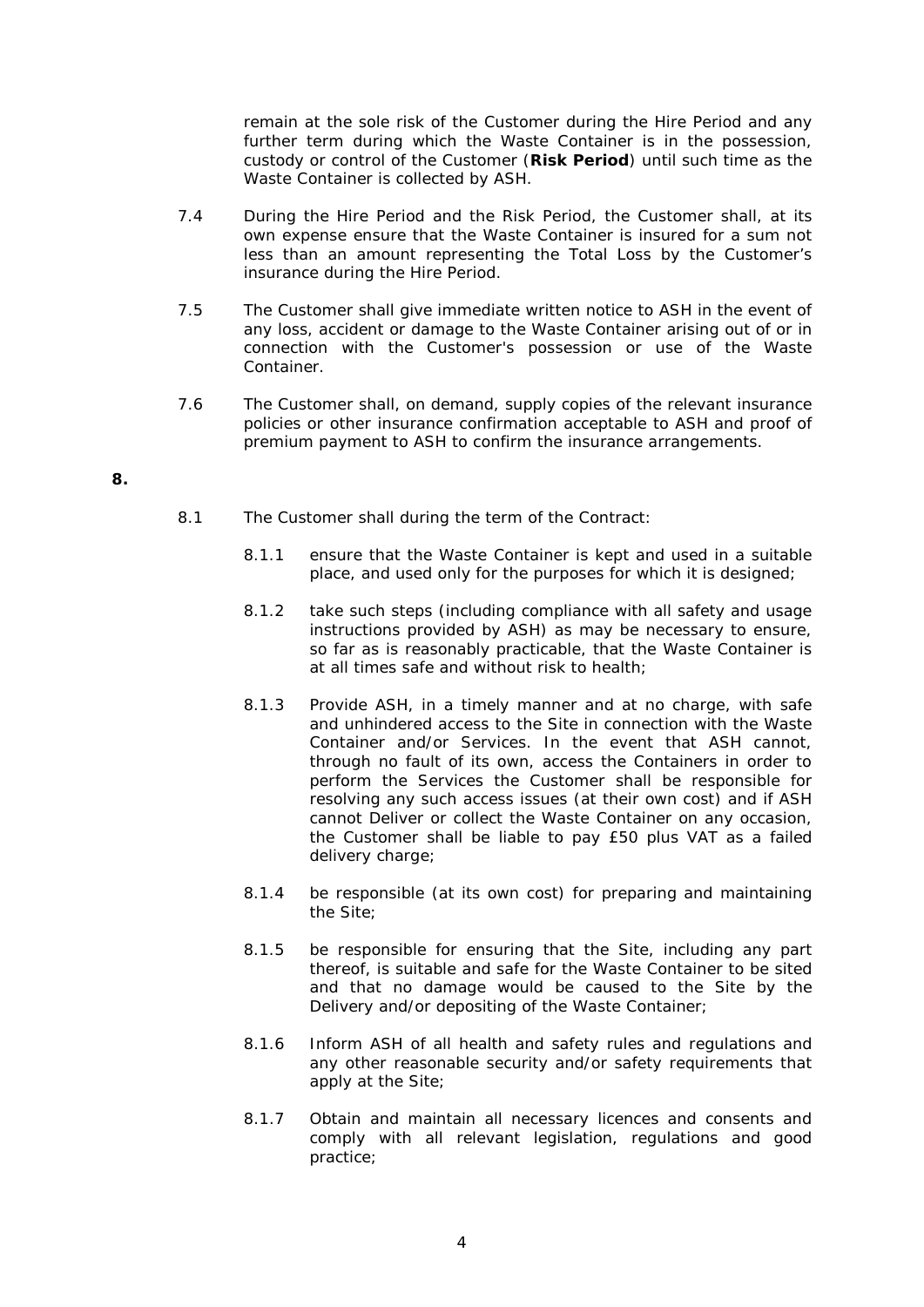remain at the sole risk of the Customer during the Hire Period and any further term during which the Waste Container is in the possession, custody or control of the Customer (**Risk Period**) until such time as the Waste Container is collected by ASH.

7.4 During the Hire Period and the Risk Period, the Customer shall, at its own expense ensure that the Waste Container is insured for a sum not less than an amount representing the Total Loss by the Customer's insurance during the Hire Period.

7.5 The Customer shall give immediate written notice to ASH in the event of any loss, accident or damage to the Waste Container arising out of or in connection with the Customer's possession or use of the Waste Container.

7.6 The Customer shall, on demand, supply copies of the relevant insurance policies or other insurance confirmation acceptable to ASH and proof of premium payment to ASH to confirm the insurance arrangements.

**8.**

8.1 The Customer shall during the term of the Contract:

8.1.1 ensure that the Waste Container is kept and used in a suitable place, and used only for the purposes for which it is designed;

8.1.2 take such steps (including compliance with all safety and usage instructions provided by ASH) as may be necessary to ensure, so far as is reasonably practicable, that the Waste Container is at all times safe and without risk to health;

8.1.3 Provide ASH, in a timely manner and at no charge, with safe and unhindered access to the Site in connection with the Waste Container and/or Services. In the event that ASH cannot, through no fault of its own, access the Containers in order to perform the Services the Customer shall be responsible for resolving any such access issues (at their own cost) and if ASH cannot Deliver or collect the Waste Container on any occasion, the Customer shall be liable to pay £50 plus VAT as a failed delivery charge;

8.1.4 be responsible (at its own cost) for preparing and maintaining the Site;

8.1.5 be responsible for ensuring that the Site, including any part thereof, is suitable and safe for the Waste Container to be sited and that no damage would be caused to the Site by the Delivery and/or depositing of the Waste Container;

8.1.6 Inform ASH of all health and safety rules and regulations and any other reasonable security and/or safety requirements that apply at the Site;

8.1.7 Obtain and maintain all necessary licences and consents and comply with all relevant legislation, regulations and good practice;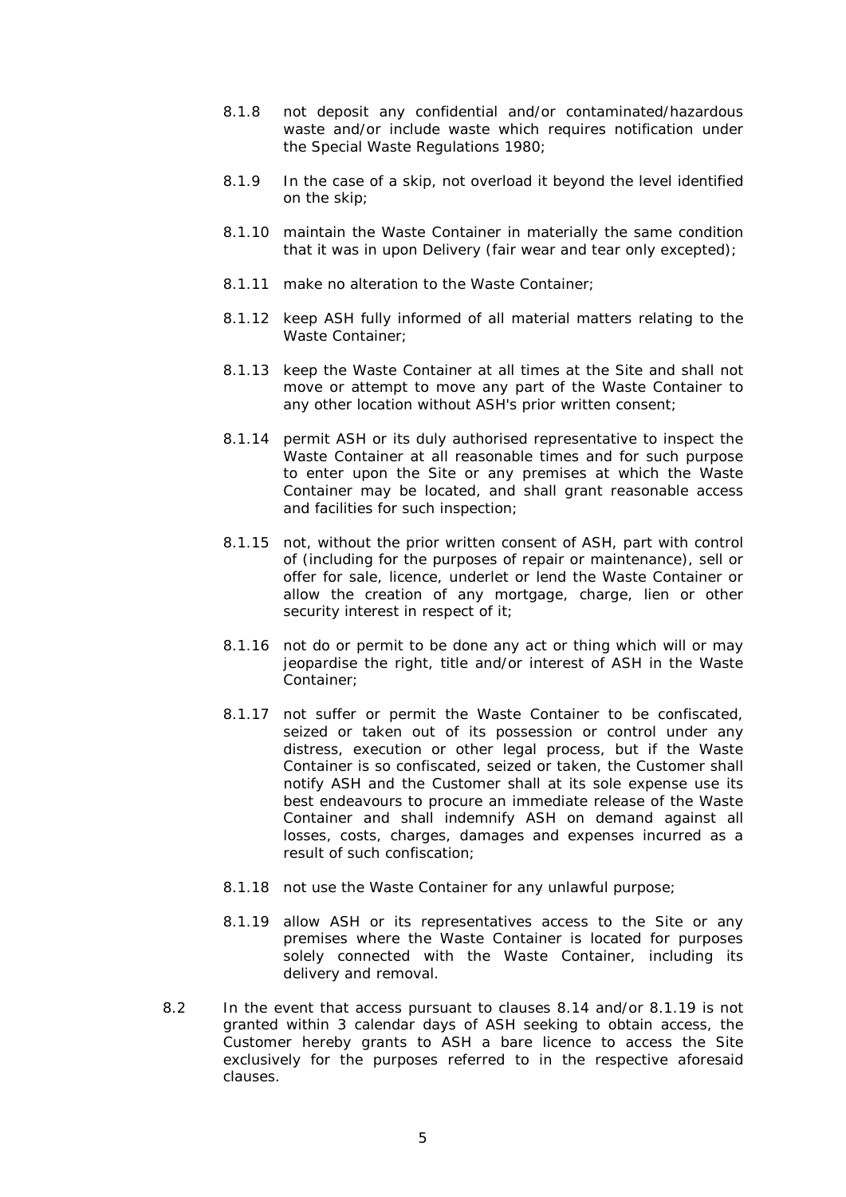8.1.8 not deposit any confidential and/or contaminated/hazardous waste and/or include waste which requires notification under the Special Waste Regulations 1980;

8.1.9 In the case of a skip, not overload it beyond the level identified on the skip;

8.1.10 maintain the Waste Container in materially the same condition that it was in upon Delivery (fair wear and tear only excepted);

8.1.11 make no alteration to the Waste Container;

8.1.12 keep ASH fully informed of all material matters relating to the Waste Container;

8.1.13 keep the Waste Container at all times at the Site and shall not move or attempt to move any part of the Waste Container to any other location without ASH's prior written consent;

8.1.14 permit ASH or its duly authorised representative to inspect the Waste Container at all reasonable times and for such purpose to enter upon the Site or any premises at which the Waste Container may be located, and shall grant reasonable access and facilities for such inspection;

8.1.15 not, without the prior written consent of ASH, part with control of (including for the purposes of repair or maintenance), sell or offer for sale, licence, underlet or lend the Waste Container or allow the creation of any mortgage, charge, lien or other security interest in respect of it;

8.1.16 not do or permit to be done any act or thing which will or may jeopardise the right, title and/or interest of ASH in the Waste Container;

8.1.17 not suffer or permit the Waste Container to be confiscated, seized or taken out of its possession or control under any distress, execution or other legal process, but if the Waste Container is so confiscated, seized or taken, the Customer shall notify ASH and the Customer shall at its sole expense use its best endeavours to procure an immediate release of the Waste Container and shall indemnify ASH on demand against all losses, costs, charges, damages and expenses incurred as a result of such confiscation;

8.1.18 not use the Waste Container for any unlawful purpose;

8.1.19 allow ASH or its representatives access to the Site or any premises where the Waste Container is located for purposes solely connected with the Waste Container, including its delivery and removal.

8.2 In the event that access pursuant to clauses 8.14 and/or 8.1.19 is not granted within 3 calendar days of ASH seeking to obtain access, the Customer hereby grants to ASH a bare licence to access the Site exclusively for the purposes referred to in the respective aforesaid clauses.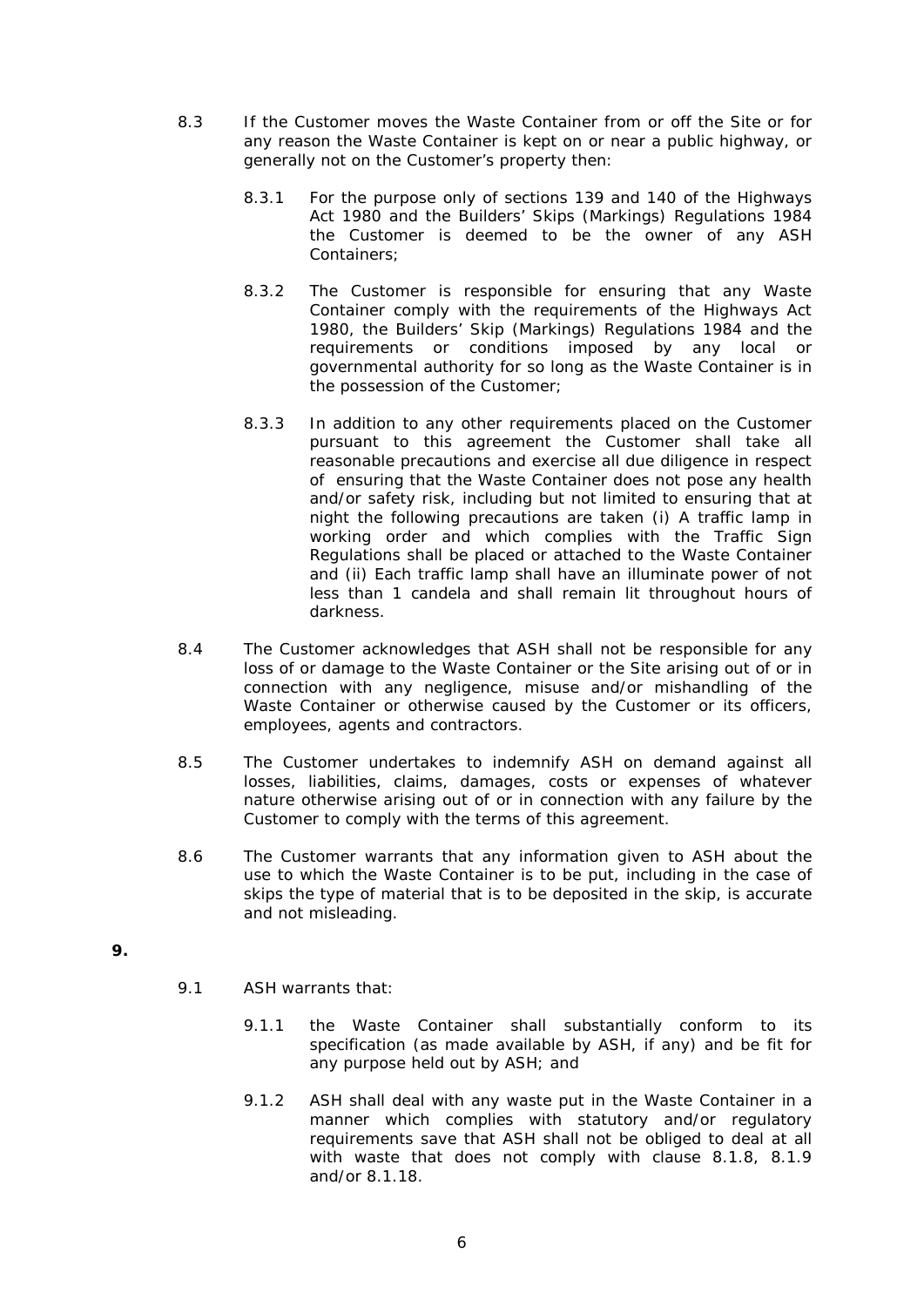8.3 If the Customer moves the Waste Container from or off the Site or for any reason the Waste Container is kept on or near a public highway, or generally not on the Customer's property then:

8.3.1 For the purpose only of sections 139 and 140 of the Highways Act 1980 and the Builders' Skips (Markings) Regulations 1984 the Customer is deemed to be the owner of any ASH Containers;

8.3.2 The Customer is responsible for ensuring that any Waste Container comply with the requirements of the Highways Act 1980, the Builders' Skip (Markings) Regulations 1984 and the requirements or conditions imposed by any local or governmental authority for so long as the Waste Container is in the possession of the Customer;

8.3.3 In addition to any other requirements placed on the Customer pursuant to this agreement the Customer shall take all reasonable precautions and exercise all due diligence in respect of ensuring that the Waste Container does not pose any health and/or safety risk, including but not limited to ensuring that at night the following precautions are taken (i) A traffic lamp in working order and which complies with the Traffic Sign Regulations shall be placed or attached to the Waste Container and (ii) Each traffic lamp shall have an illuminate power of not less than 1 candela and shall remain lit throughout hours of darkness.

8.4 The Customer acknowledges that ASH shall not be responsible for any loss of or damage to the Waste Container or the Site arising out of or in connection with any negligence, misuse and/or mishandling of the Waste Container or otherwise caused by the Customer or its officers, employees, agents and contractors.

8.5 The Customer undertakes to indemnify ASH on demand against all losses, liabilities, claims, damages, costs or expenses of whatever nature otherwise arising out of or in connection with any failure by the Customer to comply with the terms of this agreement.

8.6 The Customer warrants that any information given to ASH about the use to which the Waste Container is to be put, including in the case of skips the type of material that is to be deposited in the skip, is accurate and not misleading.

**9.**

9.1 ASH warrants that:

9.1.1 the Waste Container shall substantially conform to its specification (as made available by ASH, if any) and be fit for any purpose held out by ASH; and

9.1.2 ASH shall deal with any waste put in the Waste Container in a manner which complies with statutory and/or regulatory requirements save that ASH shall not be obliged to deal at all with waste that does not comply with clause 8.1.8, 8.1.9 and/or 8.1.18.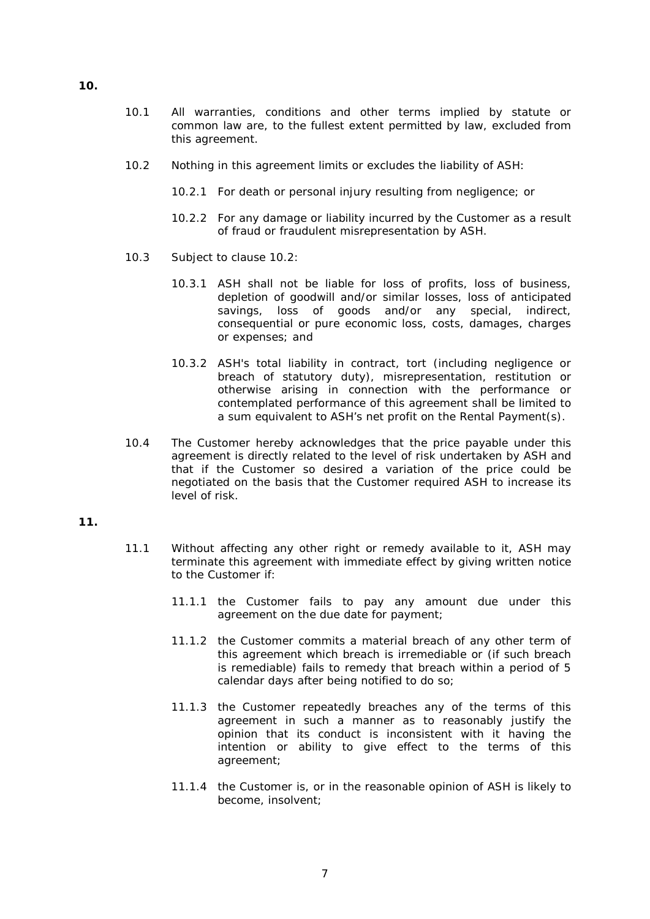**10.**

10.1 All warranties, conditions and other terms implied by statute or common law are, to the fullest extent permitted by law, excluded from this agreement.

10.2 Nothing in this agreement limits or excludes the liability of ASH:

10.2.1 For death or personal injury resulting from negligence; or

10.2.2 For any damage or liability incurred by the Customer as a result of fraud or fraudulent misrepresentation by ASH.

10.3 Subject to clause 10.2:

10.3.1 ASH shall not be liable for loss of profits, loss of business, depletion of goodwill and/or similar losses, loss of anticipated savings, loss of goods and/or any special, indirect, consequential or pure economic loss, costs, damages, charges or expenses; and

10.3.2 ASH's total liability in contract, tort (including negligence or breach of statutory duty), misrepresentation, restitution or otherwise arising in connection with the performance or contemplated performance of this agreement shall be limited to a sum equivalent to ASH's net profit on the Rental Payment(s).

10.4 The Customer hereby acknowledges that the price payable under this agreement is directly related to the level of risk undertaken by ASH and that if the Customer so desired a variation of the price could be negotiated on the basis that the Customer required ASH to increase its level of risk.

**11.**

11.1 Without affecting any other right or remedy available to it, ASH may terminate this agreement with immediate effect by giving written notice to the Customer if:

11.1.1 the Customer fails to pay any amount due under this agreement on the due date for payment;

11.1.2 the Customer commits a material breach of any other term of this agreement which breach is irremediable or (if such breach is remediable) fails to remedy that breach within a period of 5 calendar days after being notified to do so;

11.1.3 the Customer repeatedly breaches any of the terms of this agreement in such a manner as to reasonably justify the opinion that its conduct is inconsistent with it having the intention or ability to give effect to the terms of this agreement;

11.1.4 the Customer is, or in the reasonable opinion of ASH is likely to become, insolvent;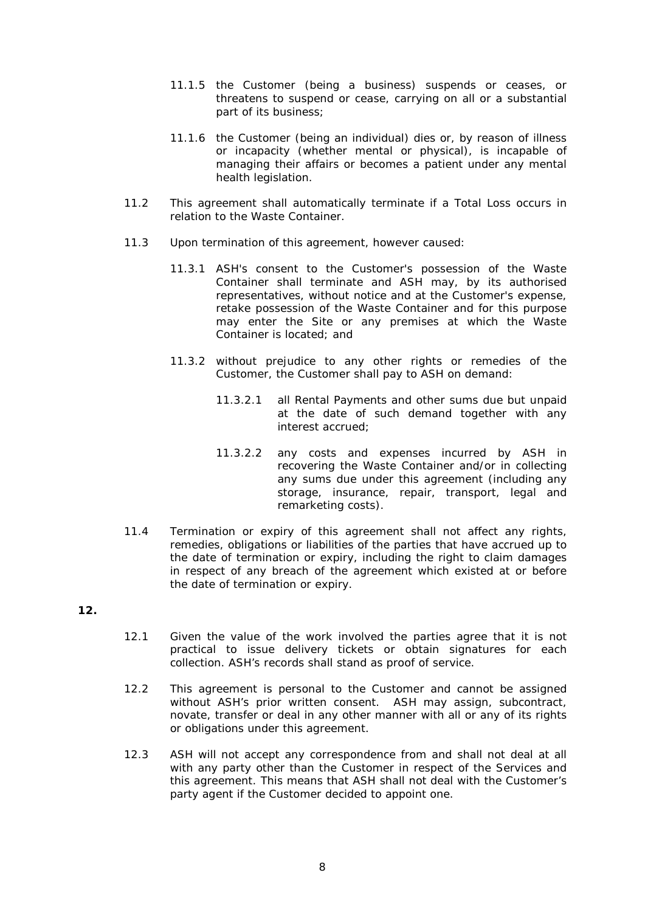11.1.5 the Customer (being a business) suspends or ceases, or threatens to suspend or cease, carrying on all or a substantial part of its business;

11.1.6 the Customer (being an individual) dies or, by reason of illness or incapacity (whether mental or physical), is incapable of managing their affairs or becomes a patient under any mental health legislation.

11.2 This agreement shall automatically terminate if a Total Loss occurs in relation to the Waste Container.

11.3 Upon termination of this agreement, however caused:

11.3.1 ASH's consent to the Customer's possession of the Waste Container shall terminate and ASH may, by its authorised representatives, without notice and at the Customer's expense, retake possession of the Waste Container and for this purpose may enter the Site or any premises at which the Waste Container is located; and

11.3.2 without prejudice to any other rights or remedies of the Customer, the Customer shall pay to ASH on demand:

11.3.2.1 all Rental Payments and other sums due but unpaid at the date of such demand together with any interest accrued;

11.3.2.2 any costs and expenses incurred by ASH in recovering the Waste Container and/or in collecting any sums due under this agreement (including any storage, insurance, repair, transport, legal and remarketing costs).

11.4 Termination or expiry of this agreement shall not affect any rights, remedies, obligations or liabilities of the parties that have accrued up to the date of termination or expiry, including the right to claim damages in respect of any breach of the agreement which existed at or before the date of termination or expiry.

**12.**

12.1 Given the value of the work involved the parties agree that it is not practical to issue delivery tickets or obtain signatures for each collection. ASH's records shall stand as proof of service.

12.2 This agreement is personal to the Customer and cannot be assigned without ASH's prior written consent. ASH may assign, subcontract, novate, transfer or deal in any other manner with all or any of its rights or obligations under this agreement.

12.3 ASH will not accept any correspondence from and shall not deal at all with any party other than the Customer in respect of the Services and this agreement. This means that ASH shall not deal with the Customer's party agent if the Customer decided to appoint one.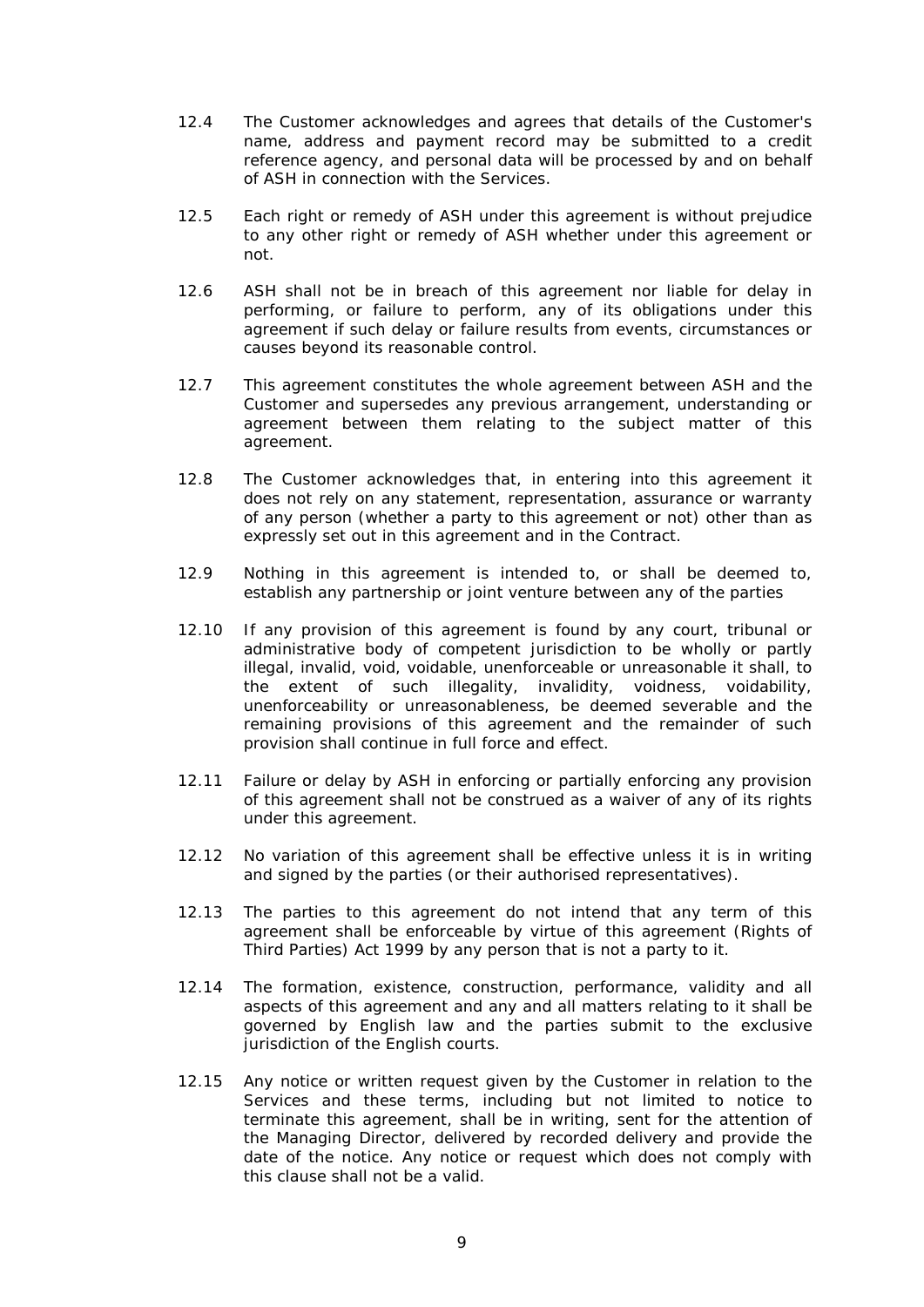12.4 The Customer acknowledges and agrees that details of the Customer's name, address and payment record may be submitted to a credit reference agency, and personal data will be processed by and on behalf of ASH in connection with the Services.

12.5 Each right or remedy of ASH under this agreement is without prejudice to any other right or remedy of ASH whether under this agreement or not.

12.6 ASH shall not be in breach of this agreement nor liable for delay in performing, or failure to perform, any of its obligations under this agreement if such delay or failure results from events, circumstances or causes beyond its reasonable control.

12.7 This agreement constitutes the whole agreement between ASH and the Customer and supersedes any previous arrangement, understanding or agreement between them relating to the subject matter of this agreement.

12.8 The Customer acknowledges that, in entering into this agreement it does not rely on any statement, representation, assurance or warranty of any person (whether a party to this agreement or not) other than as expressly set out in this agreement and in the Contract.

12.9 Nothing in this agreement is intended to, or shall be deemed to, establish any partnership or joint venture between any of the parties

12.10 If any provision of this agreement is found by any court, tribunal or administrative body of competent jurisdiction to be wholly or partly illegal, invalid, void, voidable, unenforceable or unreasonable it shall, to the extent of such illegality, invalidity, voidness, voidability, unenforceability or unreasonableness, be deemed severable and the remaining provisions of this agreement and the remainder of such provision shall continue in full force and effect.

12.11 Failure or delay by ASH in enforcing or partially enforcing any provision of this agreement shall not be construed as a waiver of any of its rights under this agreement.

12.12 No variation of this agreement shall be effective unless it is in writing and signed by the parties (or their authorised representatives).

12.13 The parties to this agreement do not intend that any term of this agreement shall be enforceable by virtue of this agreement (Rights of Third Parties) Act 1999 by any person that is not a party to it.

12.14 The formation, existence, construction, performance, validity and all aspects of this agreement and any and all matters relating to it shall be governed by English law and the parties submit to the exclusive jurisdiction of the English courts.

12.15 Any notice or written request given by the Customer in relation to the Services and these terms, including but not limited to notice to terminate this agreement, shall be in writing, sent for the attention of the Managing Director, delivered by recorded delivery and provide the date of the notice. Any notice or request which does not comply with this clause shall not be a valid.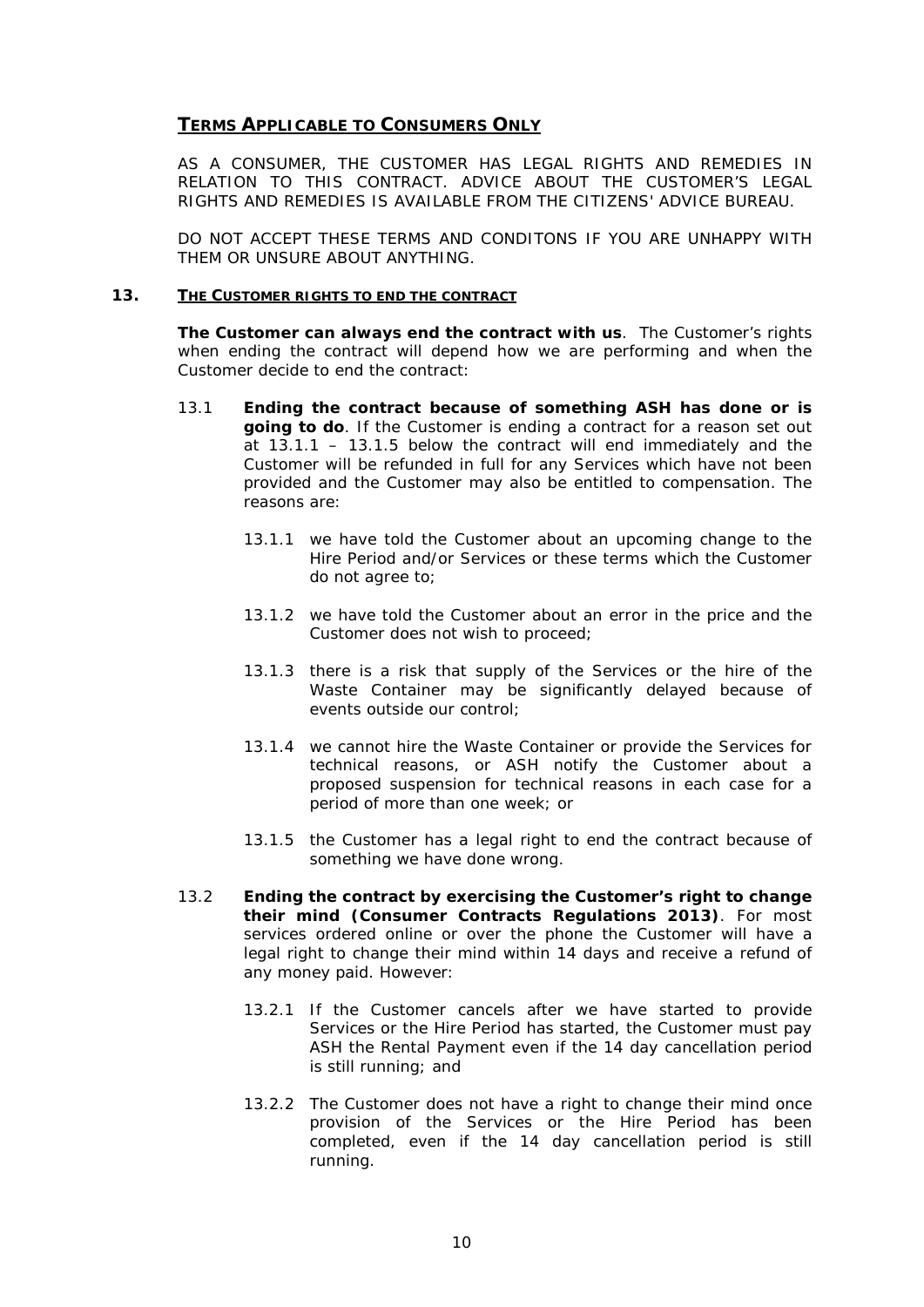## TERMS APPLICABLE TO CONSUMERS ONLY

AS A CONSUMER, THE CUSTOMER HAS LEGAL RIGHTS AND REMEDIES IN RELATION TO THIS CONTRACT. ADVICE ABOUT THE CUSTOMER'S LEGAL RIGHTS AND REMEDIES IS AVAILABLE FROM THE CITIZENS' ADVICE BUREAU.

DO NOT ACCEPT THESE TERMS AND CONDITONS IF YOU ARE UNHAPPY WITH THEM OR UNSURE ABOUT ANYTHING.

### 13. THE CUSTOMER RIGHTS TO END THE CONTRACT

**The Customer can always end the contract with us**. The Customer's rights when ending the contract will depend how we are performing and when the Customer decide to end the contract:

13.1 **Ending the contract because of something ASH has done or is going to do**. If the Customer is ending a contract for a reason set out at 13.1.1 – 13.1.5 below the contract will end immediately and the Customer will be refunded in full for any Services which have not been provided and the Customer may also be entitled to compensation. The reasons are:

13.1.1 we have told the Customer about an upcoming change to the Hire Period and/or Services or these terms which the Customer do not agree to;

13.1.2 we have told the Customer about an error in the price and the Customer does not wish to proceed;

13.1.3 there is a risk that supply of the Services or the hire of the Waste Container may be significantly delayed because of events outside our control;

13.1.4 we cannot hire the Waste Container or provide the Services for technical reasons, or ASH notify the Customer about a proposed suspension for technical reasons in each case for a period of more than one week; or

13.1.5 the Customer has a legal right to end the contract because of something we have done wrong.

13.2 **Ending the contract by exercising the Customer's right to change their mind (Consumer Contracts Regulations 2013)**. For most services ordered online or over the phone the Customer will have a legal right to change their mind within 14 days and receive a refund of any money paid. However:

13.2.1 If the Customer cancels after we have started to provide Services or the Hire Period has started, the Customer must pay ASH the Rental Payment even if the 14 day cancellation period is still running; and

13.2.2 The Customer does not have a right to change their mind once provision of the Services or the Hire Period has been completed, even if the 14 day cancellation period is still running.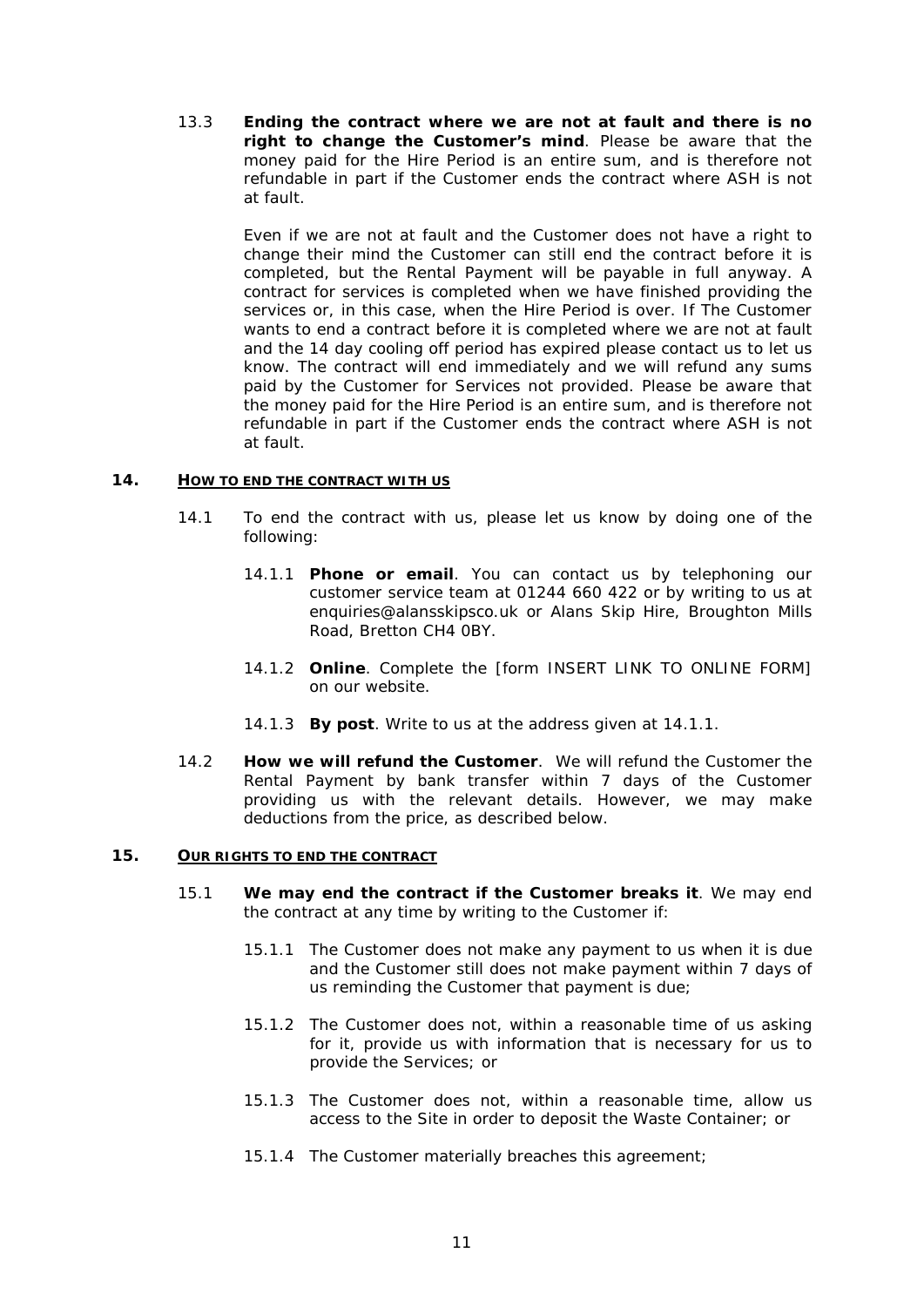13.3 **Ending the contract where we are not at fault and there is no right to change the Customer's mind**. Please be aware that the money paid for the Hire Period is an entire sum, and is therefore not refundable in part if the Customer ends the contract where ASH is not at fault.

Even if we are not at fault and the Customer does not have a right to change their mind the Customer can still end the contract before it is completed, but the Rental Payment will be payable in full anyway. A contract for services is completed when we have finished providing the services or, in this case, when the Hire Period is over. If The Customer wants to end a contract before it is completed where we are not at fault and the 14 day cooling off period has expired please contact us to let us know. The contract will end immediately and we will refund any sums paid by the Customer for Services not provided. Please be aware that the money paid for the Hire Period is an entire sum, and is therefore not refundable in part if the Customer ends the contract where ASH is not at fault.

## 14. HOW TO END THE CONTRACT WITH US

14.1 To end the contract with us, please let us know by doing one of the following:

14.1.1 **Phone or email**. You can contact us by telephoning our customer service team at 01244 660 422 or by writing to us at enquiries@alansskipsco.uk or Alans Skip Hire, Broughton Mills Road, Bretton CH4 0BY.

14.1.2 **Online**. Complete the [form INSERT LINK TO ONLINE FORM] on our website.

14.1.3 **By post**. Write to us at the address given at 14.1.1.

14.2 **How we will refund the Customer**. We will refund the Customer the Rental Payment by bank transfer within 7 days of the Customer providing us with the relevant details. However, we may make deductions from the price, as described below.

## 15. OUR RIGHTS TO END THE CONTRACT

15.1 **We may end the contract if the Customer breaks it**. We may end the contract at any time by writing to the Customer if:

15.1.1 The Customer does not make any payment to us when it is due and the Customer still does not make payment within 7 days of us reminding the Customer that payment is due;

15.1.2 The Customer does not, within a reasonable time of us asking for it, provide us with information that is necessary for us to provide the Services; or

15.1.3 The Customer does not, within a reasonable time, allow us access to the Site in order to deposit the Waste Container; or

15.1.4 The Customer materially breaches this agreement;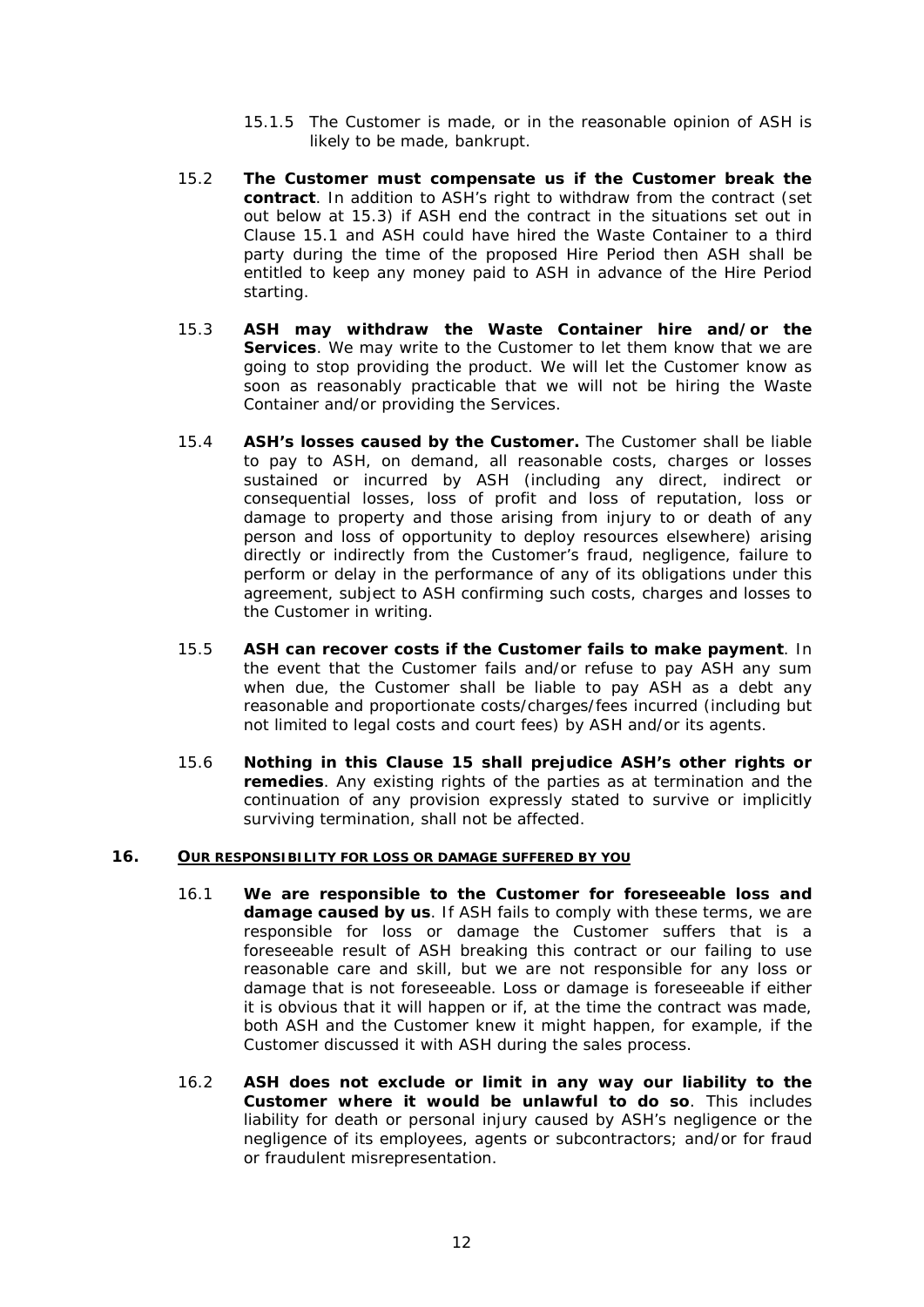15.1.5 The Customer is made, or in the reasonable opinion of ASH is likely to be made, bankrupt.

15.2 **The Customer must compensate us if the Customer break the contract**. In addition to ASH's right to withdraw from the contract (set out below at 15.3) if ASH end the contract in the situations set out in Clause 15.1 and ASH could have hired the Waste Container to a third party during the time of the proposed Hire Period then ASH shall be entitled to keep any money paid to ASH in advance of the Hire Period starting.

15.3 **ASH may withdraw the Waste Container hire and/or the Services**. We may write to the Customer to let them know that we are going to stop providing the product. We will let the Customer know as soon as reasonably practicable that we will not be hiring the Waste Container and/or providing the Services.

15.4 **ASH's losses caused by the Customer.** The Customer shall be liable to pay to ASH, on demand, all reasonable costs, charges or losses sustained or incurred by ASH (including any direct, indirect or consequential losses, loss of profit and loss of reputation, loss or damage to property and those arising from injury to or death of any person and loss of opportunity to deploy resources elsewhere) arising directly or indirectly from the Customer's fraud, negligence, failure to perform or delay in the performance of any of its obligations under this agreement, subject to ASH confirming such costs, charges and losses to the Customer in writing.

15.5 **ASH can recover costs if the Customer fails to make payment**. In the event that the Customer fails and/or refuse to pay ASH any sum when due, the Customer shall be liable to pay ASH as a debt any reasonable and proportionate costs/charges/fees incurred (including but not limited to legal costs and court fees) by ASH and/or its agents.

15.6 **Nothing in this Clause 15 shall prejudice ASH's other rights or remedies**. Any existing rights of the parties as at termination and the continuation of any provision expressly stated to survive or implicitly surviving termination, shall not be affected.

## 16. OUR RESPONSIBILITY FOR LOSS OR DAMAGE SUFFERED BY YOU

16.1 **We are responsible to the Customer for foreseeable loss and damage caused by us**. If ASH fails to comply with these terms, we are responsible for loss or damage the Customer suffers that is a foreseeable result of ASH breaking this contract or our failing to use reasonable care and skill, but we are not responsible for any loss or damage that is not foreseeable. Loss or damage is foreseeable if either it is obvious that it will happen or if, at the time the contract was made, both ASH and the Customer knew it might happen, for example, if the Customer discussed it with ASH during the sales process.

16.2 **ASH does not exclude or limit in any way our liability to the Customer where it would be unlawful to do so**. This includes liability for death or personal injury caused by ASH's negligence or the negligence of its employees, agents or subcontractors; and/or for fraud or fraudulent misrepresentation.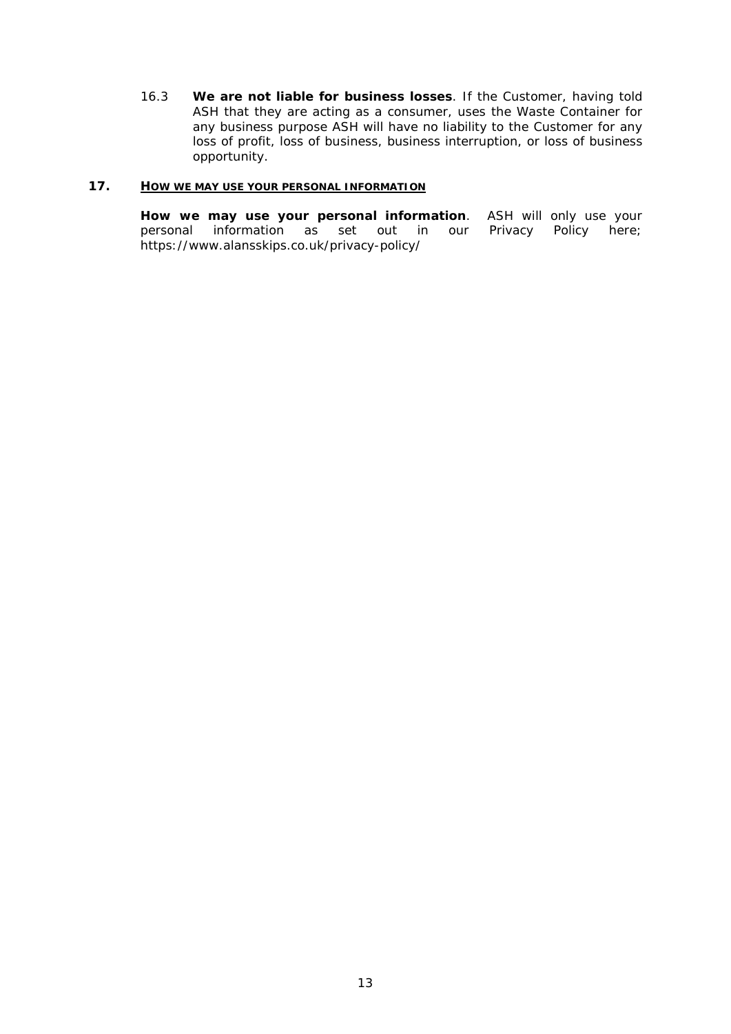16.3 **We are not liable for business losses**. If the Customer, having told ASH that they are acting as a consumer, uses the Waste Container for any business purpose ASH will have no liability to the Customer for any loss of profit, loss of business, business interruption, or loss of business opportunity.

## 17. HOW WE MAY USE YOUR PERSONAL INFORMATION

**How we may use your personal information**. ASH will only use your personal information as set out in our Privacy Policy here; https://www.alansskips.co.uk/privacy-policy/